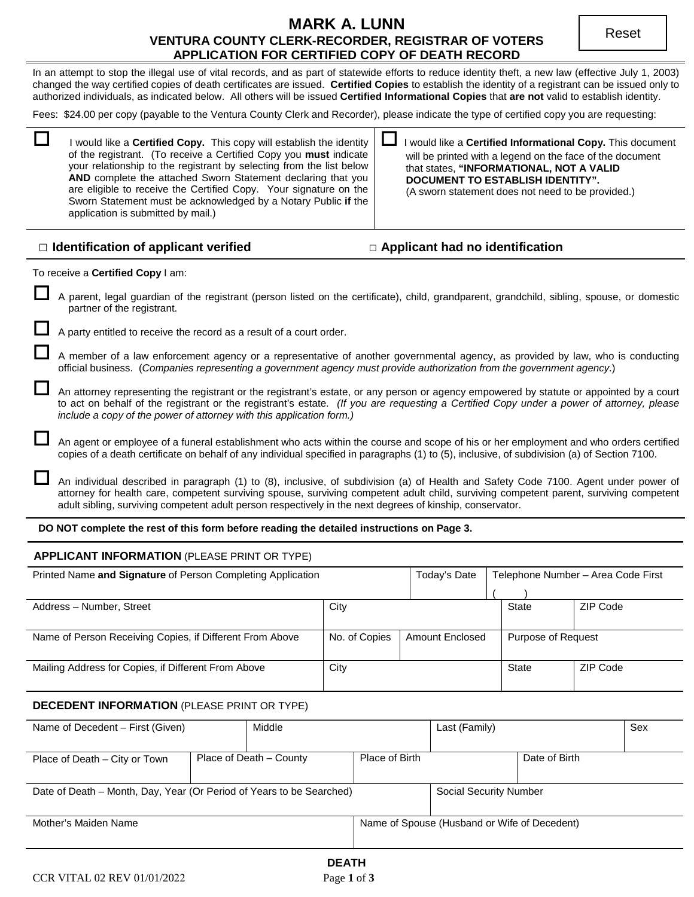# MARK A. LUNN

## VENTURA COUNTY CLERK-RECORDER, REGISTRAR OF VOTERS
## APPLICATION FOR CERTIFIED COPY OF DEATH RECORD

Reset

In an attempt to stop the illegal use of vital records, and as part of statewide efforts to reduce identity theft, a new law (effective July 1, 2003) changed the way certified copies of death certificates are issued. **Certified Copies** to establish the identity of a registrant can be issued only to authorized individuals, as indicated below. All others will be issued **Certified Informational Copies** that **are not** valid to establish identity.

Fees: $24.00 per copy (payable to the Ventura County Clerk and Recorder), please indicate the type of certified copy you are requesting:

| | |
|---|---|
| ☐ I would like a **Certified Copy.** This copy will establish the identity of the registrant. (To receive a Certified Copy you **must** indicate your relationship to the registrant by selecting from the list below **AND** complete the attached Sworn Statement declaring that you are eligible to receive the Certified Copy. Your signature on the Sworn Statement must be acknowledged by a Notary Public **if** the application is submitted by mail.) | ☐ I would like a **Certified Informational Copy.** This document will be printed with a legend on the face of the document that states, **"INFORMATIONAL, NOT A VALID DOCUMENT TO ESTABLISH IDENTITY".** (A sworn statement does not need to be provided.) |

☐ **Identification of applicant verified** ☐ **Applicant had no identification**

To receive a **Certified Copy** I am:

- ☐ A parent, legal guardian of the registrant (person listed on the certificate), child, grandparent, grandchild, sibling, spouse, or domestic partner of the registrant.
- ☐ A party entitled to receive the record as a result of a court order.
- ☐ A member of a law enforcement agency or a representative of another governmental agency, as provided by law, who is conducting official business. (*Companies representing a government agency must provide authorization from the government agency*.)
- ☐ An attorney representing the registrant or the registrant's estate, or any person or agency empowered by statute or appointed by a court to act on behalf of the registrant or the registrant's estate. *(If you are requesting a Certified Copy under a power of attorney, please include a copy of the power of attorney with this application form.)*
- ☐ An agent or employee of a funeral establishment who acts within the course and scope of his or her employment and who orders certified copies of a death certificate on behalf of any individual specified in paragraphs (1) to (5), inclusive, of subdivision (a) of Section 7100.
- ☐ An individual described in paragraph (1) to (8), inclusive, of subdivision (a) of Health and Safety Code 7100. Agent under power of attorney for health care, competent surviving spouse, surviving competent adult child, surviving competent parent, surviving competent adult sibling, surviving competent adult person respectively in the next degrees of kinship, conservator.

**DO NOT complete the rest of this form before reading the detailed instructions on Page 3.**

### APPLICANT INFORMATION (PLEASE PRINT OR TYPE)

| Printed Name **and Signature** of Person Completing Application | | Today's Date | Telephone Number – Area Code First ( ) | |
|---|---|---|---|---|
| Address – Number, Street | City | | State | ZIP Code |
| Name of Person Receiving Copies, if Different From Above | No. of Copies | Amount Enclosed | Purpose of Request | |
| Mailing Address for Copies, if Different From Above | City | | State | ZIP Code |

### DECEDENT INFORMATION (PLEASE PRINT OR TYPE)

| Name of Decedent – First (Given) | Middle | Last (Family) | Sex |
|---|---|---|---|
| Place of Death – City or Town | Place of Death – County | Place of Birth | Date of Birth |
| Date of Death – Month, Day, Year (Or Period of Years to be Searched) | | Social Security Number | |
| Mother's Maiden Name | | Name of Spouse (Husband or Wife of Decedent) | |

DEATH

CCR VITAL 02 REV 01/01/2022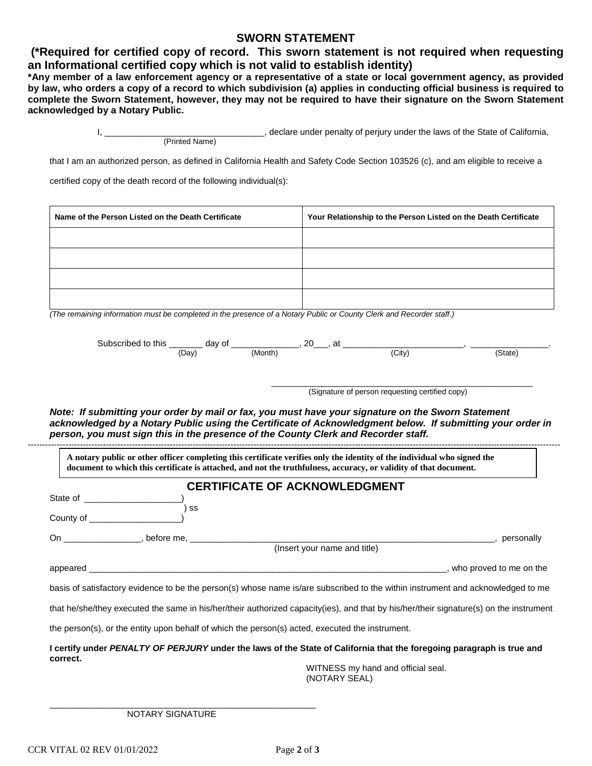# SWORN STATEMENT

**(*Required for certified copy of record. This sworn statement is not required when requesting an Informational certified copy which is not valid to establish identity)**

**\*Any member of a law enforcement agency or a representative of a state or local government agency, as provided by law, who orders a copy of a record to which subdivision (a) applies in conducting official business is required to complete the Sworn Statement, however, they may not be required to have their signature on the Sworn Statement acknowledged by a Notary Public.**

I, ________________________________, declare under penalty of perjury under the laws of the State of California,
(Printed Name)

that I am an authorized person, as defined in California Health and Safety Code Section 103526 (c), and am eligible to receive a certified copy of the death record of the following individual(s):

| Name of the Person Listed on the Death Certificate | Your Relationship to the Person Listed on the Death Certificate |
|---|---|
| | |
| | |
| | |
| | |

*(The remaining information must be completed in the presence of a Notary Public or County Clerk and Recorder staff.)*

Subscribed to this _______ day of _____________, 20___, at ________________________, ________________.
(Day) (Month) (City) (State)

______________________________________________________
(Signature of person requesting certified copy)

***Note: If submitting your order by mail or fax, you must have your signature on the Sworn Statement acknowledged by a Notary Public using the Certificate of Acknowledgment below. If submitting your order in person, you must sign this in the presence of the County Clerk and Recorder staff.***

---

**A notary public or other officer completing this certificate verifies only the identity of the individual who signed the document to which this certificate is attached, and not the truthfulness, accuracy, or validity of that document.**

## CERTIFICATE OF ACKNOWLEDGMENT

State of ____________________)
) ss
County of ___________________)

On ________________, before me, _________________________________________________________________, personally
(Insert your name and title)

appeared ___________________________________________________________________________, who proved to me on the basis of satisfactory evidence to be the person(s) whose name is/are subscribed to the within instrument and acknowledged to me that he/she/they executed the same in his/her/their authorized capacity(ies), and that by his/her/their signature(s) on the instrument the person(s), or the entity upon behalf of which the person(s) acted, executed the instrument.

**I certify under *PENALTY OF PERJURY* under the laws of the State of California that the foregoing paragraph is true and correct.**

WITNESS my hand and official seal.
(NOTARY SEAL)

_____________________________________________________
NOTARY SIGNATURE

CCR VITAL 02 REV 01/01/2022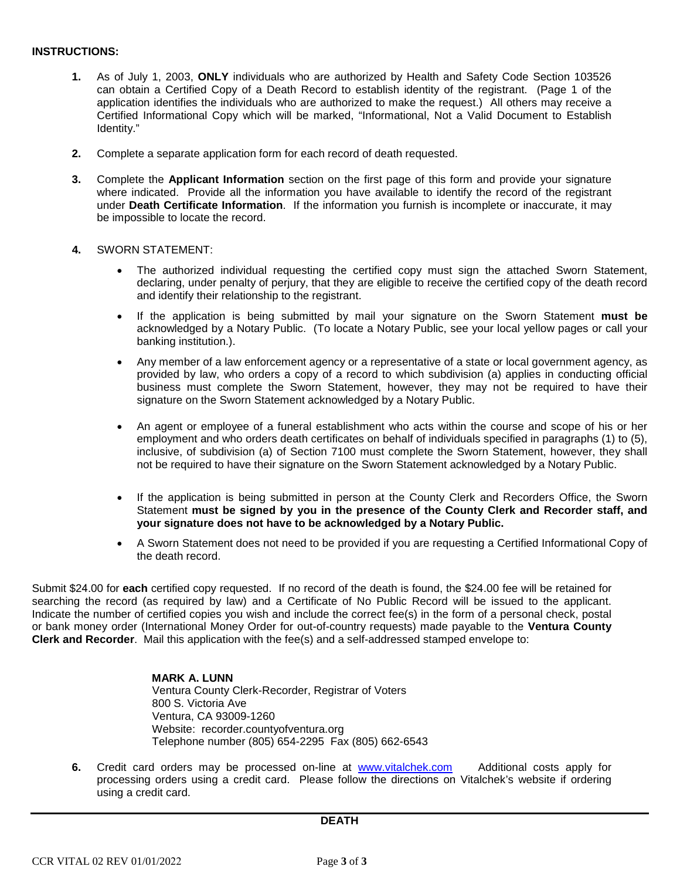**INSTRUCTIONS:**

1. As of July 1, 2003, **ONLY** individuals who are authorized by Health and Safety Code Section 103526 can obtain a Certified Copy of a Death Record to establish identity of the registrant. (Page 1 of the application identifies the individuals who are authorized to make the request.) All others may receive a Certified Informational Copy which will be marked, "Informational, Not a Valid Document to Establish Identity."

2. Complete a separate application form for each record of death requested.

3. Complete the **Applicant Information** section on the first page of this form and provide your signature where indicated. Provide all the information you have available to identify the record of the registrant under **Death Certificate Information**. If the information you furnish is incomplete or inaccurate, it may be impossible to locate the record.

4. SWORN STATEMENT:

   - The authorized individual requesting the certified copy must sign the attached Sworn Statement, declaring, under penalty of perjury, that they are eligible to receive the certified copy of the death record and identify their relationship to the registrant.
   - If the application is being submitted by mail your signature on the Sworn Statement **must be** acknowledged by a Notary Public. (To locate a Notary Public, see your local yellow pages or call your banking institution.).
   - Any member of a law enforcement agency or a representative of a state or local government agency, as provided by law, who orders a copy of a record to which subdivision (a) applies in conducting official business must complete the Sworn Statement, however, they may not be required to have their signature on the Sworn Statement acknowledged by a Notary Public.
   - An agent or employee of a funeral establishment who acts within the course and scope of his or her employment and who orders death certificates on behalf of individuals specified in paragraphs (1) to (5), inclusive, of subdivision (a) of Section 7100 must complete the Sworn Statement, however, they shall not be required to have their signature on the Sworn Statement acknowledged by a Notary Public.
   - If the application is being submitted in person at the County Clerk and Recorders Office, the Sworn Statement **must be signed by you in the presence of the County Clerk and Recorder staff, and your signature does not have to be acknowledged by a Notary Public.**
   - A Sworn Statement does not need to be provided if you are requesting a Certified Informational Copy of the death record.

Submit $24.00 for **each** certified copy requested. If no record of the death is found, the $24.00 fee will be retained for searching the record (as required by law) and a Certificate of No Public Record will be issued to the applicant. Indicate the number of certified copies you wish and include the correct fee(s) in the form of a personal check, postal or bank money order (International Money Order for out-of-country requests) made payable to the **Ventura County Clerk and Recorder**. Mail this application with the fee(s) and a self-addressed stamped envelope to:

> **MARK A. LUNN**
> Ventura County Clerk-Recorder, Registrar of Voters
> 800 S. Victoria Ave
> Ventura, CA 93009-1260
> Website: recorder.countyofventura.org
> Telephone number (805) 654-2295 Fax (805) 662-6543

6. Credit card orders may be processed on-line at www.vitalchek.com Additional costs apply for processing orders using a credit card. Please follow the directions on Vitalchek's website if ordering using a credit card.

---

**DEATH**

CCR VITAL 02 REV 01/01/2022